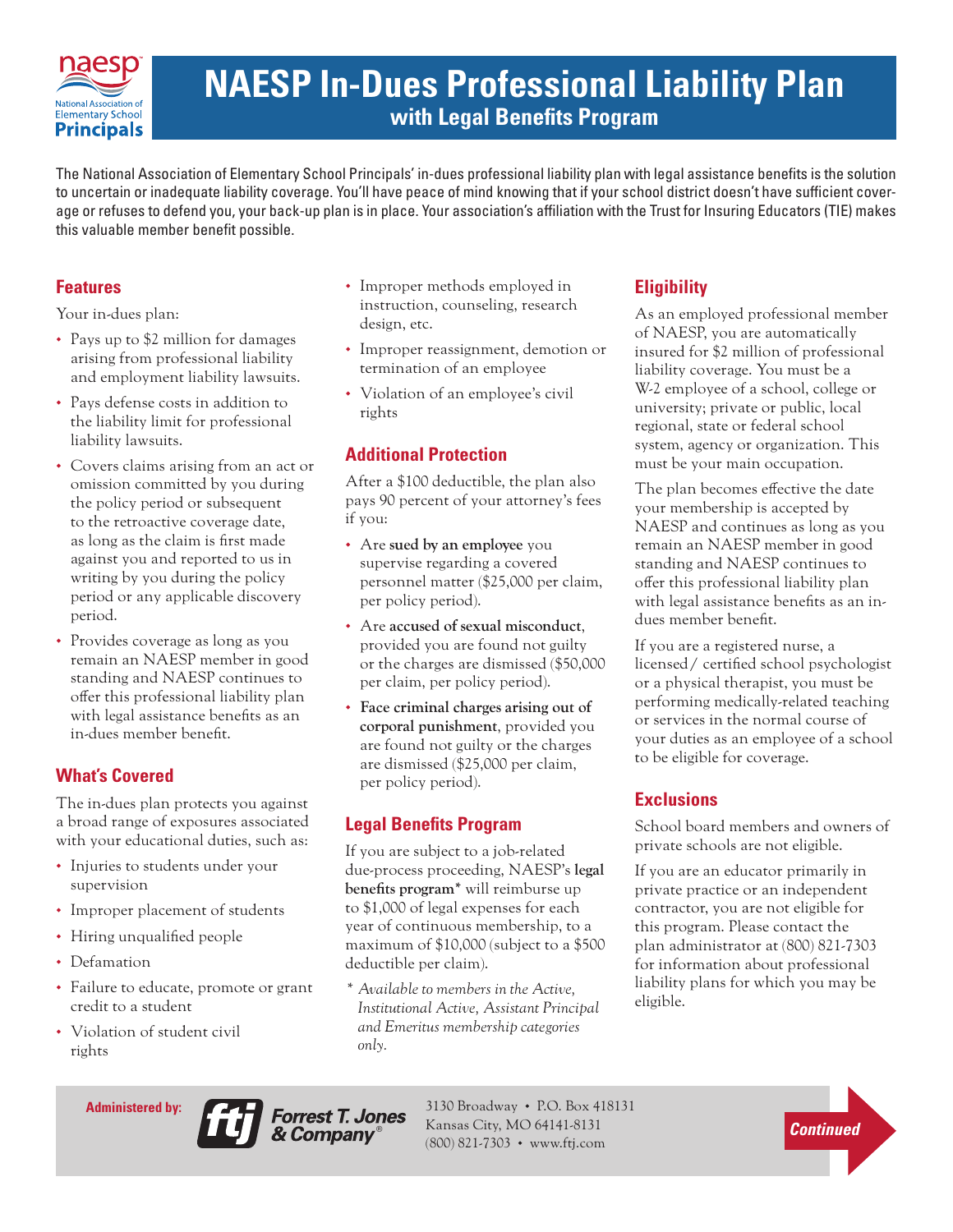# NAESP In-Dues Professional Liability Plan

## with Legal Benefits Program

The National Association of Elementary School Principals' in-dues professional liability plan with legal assistance benefits is the solution to uncertain or inadequate liability coverage. You'll have peace of mind knowing that if your school district doesn't have sufficient coverage or refuses to defend you, your back-up plan is in place. Your association's affiliation with the Trust for Insuring Educators (TIE) makes this valuable member benefit possible.

### Features

Your in-dues plan:

- Pays up to $2 million for damages arising from professional liability and employment liability lawsuits.
- Pays defense costs in addition to the liability limit for professional liability lawsuits.
- Covers claims arising from an act or omission committed by you during the policy period or subsequent to the retroactive coverage date, as long as the claim is first made against you and reported to us in writing by you during the policy period or any applicable discovery period.
- Provides coverage as long as you remain an NAESP member in good standing and NAESP continues to offer this professional liability plan with legal assistance benefits as an in-dues member benefit.

### What's Covered

The in-dues plan protects you against a broad range of exposures associated with your educational duties, such as:

- Injuries to students under your supervision
- Improper placement of students
- Hiring unqualified people
- Defamation
- Failure to educate, promote or grant credit to a student
- Violation of student civil rights
- Improper methods employed in instruction, counseling, research design, etc.
- Improper reassignment, demotion or termination of an employee
- Violation of an employee's civil rights

### Additional Protection

After a $100 deductible, the plan also pays 90 percent of your attorney's fees if you:

- Are **sued by an employee** you supervise regarding a covered personnel matter ($25,000 per claim, per policy period).
- Are **accused of sexual misconduct**, provided you are found not guilty or the charges are dismissed ($50,000 per claim, per policy period).
- **Face criminal charges arising out of corporal punishment**, provided you are found not guilty or the charges are dismissed ($25,000 per claim, per policy period).

### Legal Benefits Program

If you are subject to a job-related due-process proceeding, NAESP's **legal benefits program*** will reimburse up to $1,000 of legal expenses for each year of continuous membership, to a maximum of $10,000 (subject to a $500 deductible per claim).

*\* Available to members in the Active, Institutional Active, Assistant Principal and Emeritus membership categories only.*

### Eligibility

As an employed professional member of NAESP, you are automatically insured for $2 million of professional liability coverage. You must be a W-2 employee of a school, college or university; private or public, local regional, state or federal school system, agency or organization. This must be your main occupation.

The plan becomes effective the date your membership is accepted by NAESP and continues as long as you remain an NAESP member in good standing and NAESP continues to offer this professional liability plan with legal assistance benefits as an in-dues member benefit.

If you are a registered nurse, a licensed/ certified school psychologist or a physical therapist, you must be performing medically-related teaching or services in the normal course of your duties as an employee of a school to be eligible for coverage.

### Exclusions

School board members and owners of private schools are not eligible.

If you are an educator primarily in private practice or an independent contractor, you are not eligible for this program. Please contact the plan administrator at (800) 821-7303 for information about professional liability plans for which you may be eligible.

**Administered by:** Forrest T. Jones & Company®

3130 Broadway • P.O. Box 418131
Kansas City, MO 64141-8131
(800) 821-7303 • www.ftj.com

*Continued*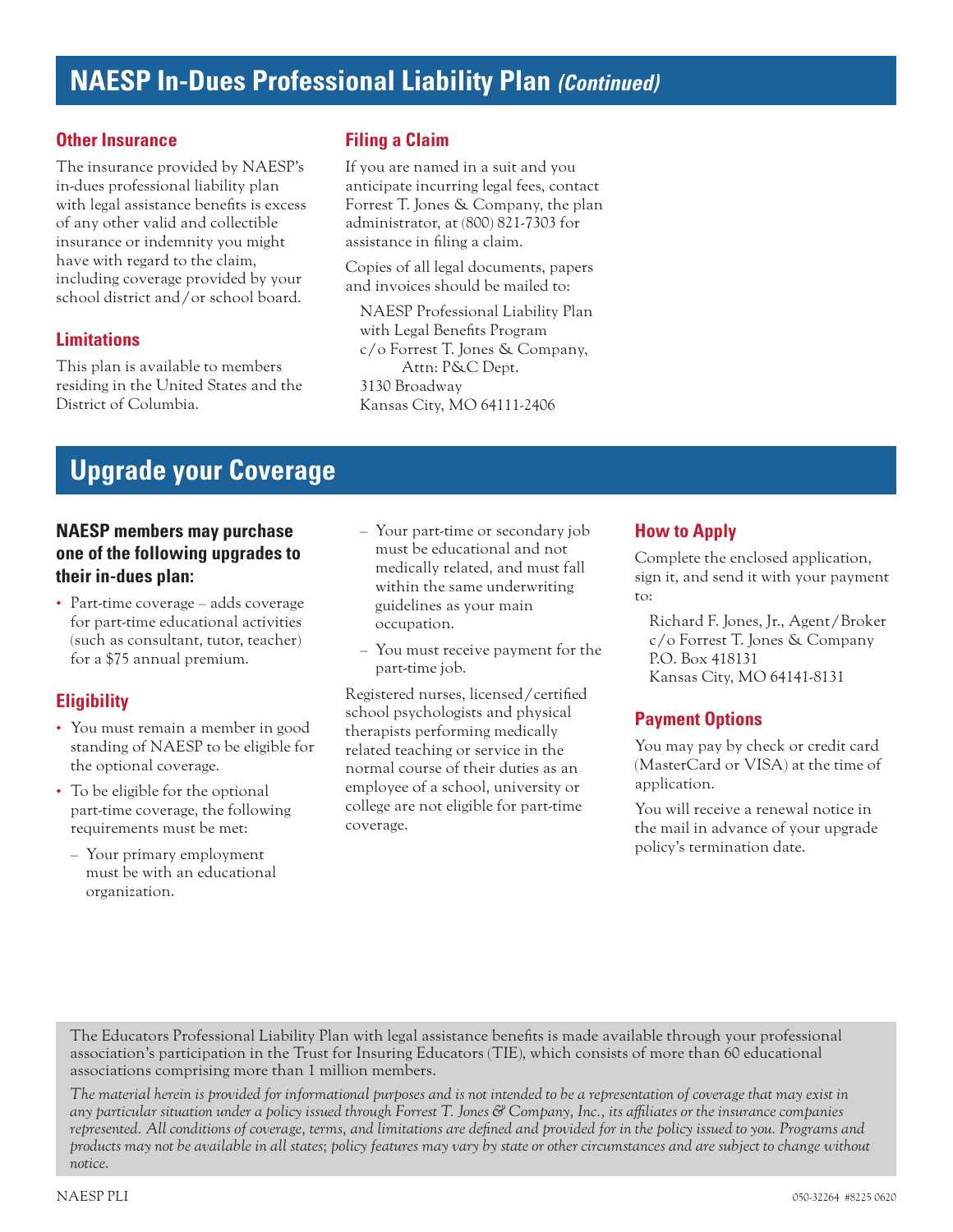# NAESP In-Dues Professional Liability Plan *(Continued)*

## Other Insurance

The insurance provided by NAESP's in-dues professional liability plan with legal assistance benefits is excess of any other valid and collectible insurance or indemnity you might have with regard to the claim, including coverage provided by your school district and/or school board.

## Limitations

This plan is available to members residing in the United States and the District of Columbia.

## Filing a Claim

If you are named in a suit and you anticipate incurring legal fees, contact Forrest T. Jones & Company, the plan administrator, at (800) 821-7303 for assistance in filing a claim.

Copies of all legal documents, papers and invoices should be mailed to:

NAESP Professional Liability Plan
with Legal Benefits Program
c/o Forrest T. Jones & Company,
Attn: P&C Dept.
3130 Broadway
Kansas City, MO 64111-2406

# Upgrade your Coverage

### NAESP members may purchase one of the following upgrades to their in-dues plan:

- Part-time coverage – adds coverage for part-time educational activities (such as consultant, tutor, teacher) for a $75 annual premium.

## Eligibility

- You must remain a member in good standing of NAESP to be eligible for the optional coverage.
- To be eligible for the optional part-time coverage, the following requirements must be met:
  - Your primary employment must be with an educational organization.
  - Your part-time or secondary job must be educational and not medically related, and must fall within the same underwriting guidelines as your main occupation.
  - You must receive payment for the part-time job.

Registered nurses, licensed/certified school psychologists and physical therapists performing medically related teaching or service in the normal course of their duties as an employee of a school, university or college are not eligible for part-time coverage.

## How to Apply

Complete the enclosed application, sign it, and send it with your payment to:

Richard F. Jones, Jr., Agent/Broker
c/o Forrest T. Jones & Company
P.O. Box 418131
Kansas City, MO 64141-8131

## Payment Options

You may pay by check or credit card (MasterCard or VISA) at the time of application.

You will receive a renewal notice in the mail in advance of your upgrade policy's termination date.

The Educators Professional Liability Plan with legal assistance benefits is made available through your professional association's participation in the Trust for Insuring Educators (TIE), which consists of more than 60 educational associations comprising more than 1 million members.

*The material herein is provided for informational purposes and is not intended to be a representation of coverage that may exist in any particular situation under a policy issued through Forrest T. Jones & Company, Inc., its affiliates or the insurance companies represented. All conditions of coverage, terms, and limitations are defined and provided for in the policy issued to you. Programs and products may not be available in all states; policy features may vary by state or other circumstances and are subject to change without notice.*

NAESP PLI 050-32264 #8225 0620